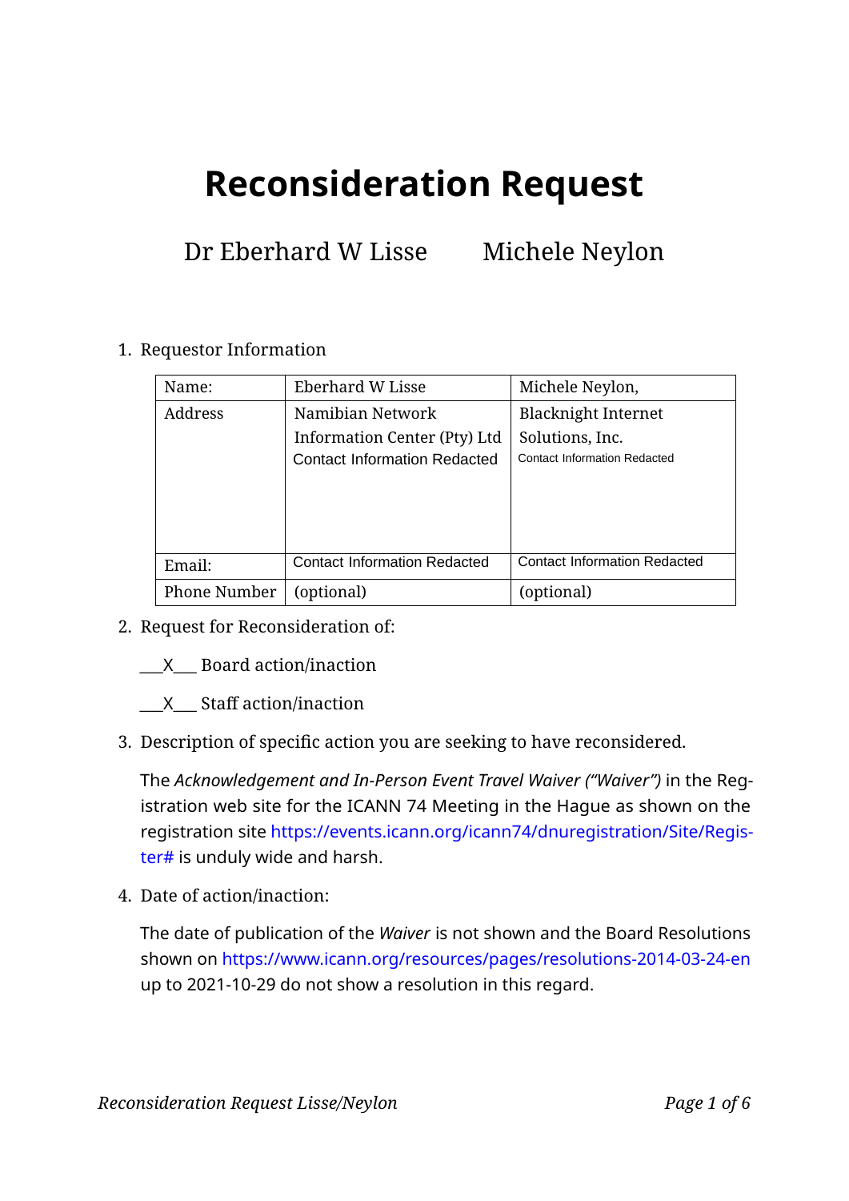# Reconsideration Request

Dr Eberhard W Lisse        Michele Neylon

1. Requestor Information

| Name: | Eberhard W Lisse | Michele Neylon, |
| --- | --- | --- |
| Address | Namibian Network Information Center (Pty) Ltd Contact Information Redacted | Blacknight Internet Solutions, Inc. Contact Information Redacted |
| Email: | Contact Information Redacted | Contact Information Redacted |
| Phone Number | (optional) | (optional) |

2. Request for Reconsideration of:

   \_\_\_X\_\_\_ Board action/inaction

   \_\_\_X\_\_\_ Staff action/inaction

3. Description of specific action you are seeking to have reconsidered.

   The *Acknowledgement and In-Person Event Travel Waiver ("Waiver")* in the Registration web site for the ICANN 74 Meeting in the Hague as shown on the registration site https://events.icann.org/icann74/dnuregistration/Site/Register# is unduly wide and harsh.

4. Date of action/inaction:

   The date of publication of the *Waiver* is not shown and the Board Resolutions shown on https://www.icann.org/resources/pages/resolutions-2014-03-24-en up to 2021-10-29 do not show a resolution in this regard.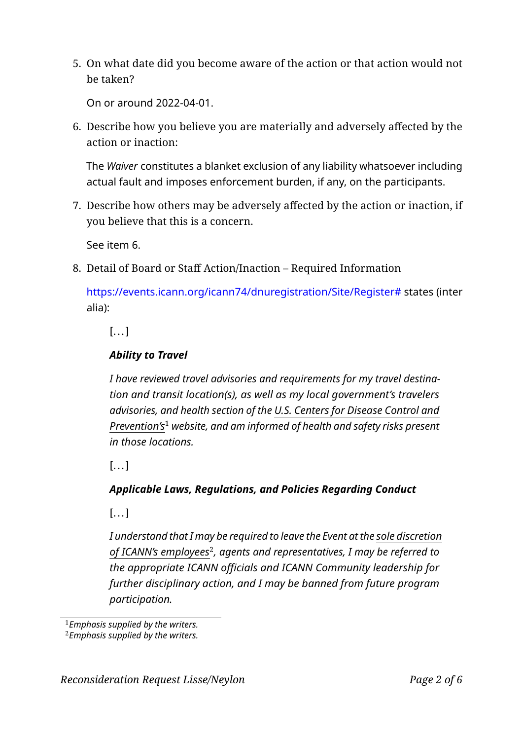5. On what date did you become aware of the action or that action would not be taken?

   On or around 2022-04-01.

6. Describe how you believe you are materially and adversely affected by the action or inaction:

   The *Waiver* constitutes a blanket exclusion of any liability whatsoever including actual fault and imposes enforcement burden, if any, on the participants.

7. Describe how others may be adversely affected by the action or inaction, if you believe that this is a concern.

   See item 6.

8. Detail of Board or Staff Action/Inaction – Required Information

   https://events.icann.org/icann74/dnuregistration/Site/Register# states (inter alia):

   > [. . . ]
   >
   > ***Ability to Travel***
   >
   > *I have reviewed travel advisories and requirements for my travel destination and transit location(s), as well as my local government's travelers advisories, and health section of the U.S. Centers for Disease Control and Prevention's*[1] *website, and am informed of health and safety risks present in those locations.*
   >
   > [. . . ]
   >
   > ***Applicable Laws, Regulations, and Policies Regarding Conduct***
   >
   > [. . . ]
   >
   > *I understand that I may be required to leave the Event at the sole discretion of ICANN's employees*[2]*, agents and representatives, I may be referred to the appropriate ICANN officials and ICANN Community leadership for further disciplinary action, and I may be banned from future program participation.*

[1] *Emphasis supplied by the writers.*

[2] *Emphasis supplied by the writers.*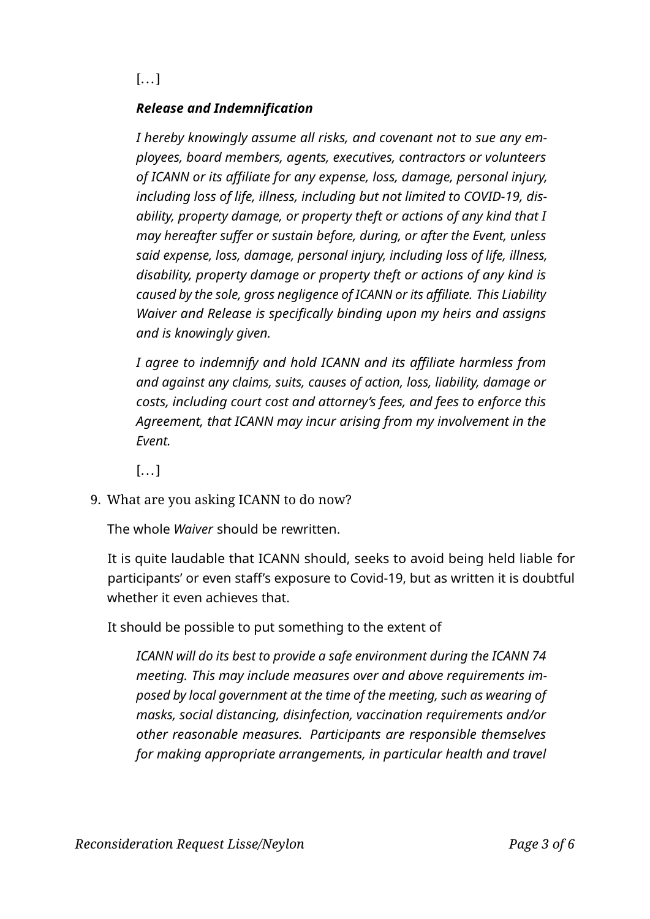[…]

***Release and Indemnification***

*I hereby knowingly assume all risks, and covenant not to sue any employees, board members, agents, executives, contractors or volunteers of ICANN or its affiliate for any expense, loss, damage, personal injury, including loss of life, illness, including but not limited to COVID-19, disability, property damage, or property theft or actions of any kind that I may hereafter suffer or sustain before, during, or after the Event, unless said expense, loss, damage, personal injury, including loss of life, illness, disability, property damage or property theft or actions of any kind is caused by the sole, gross negligence of ICANN or its affiliate. This Liability Waiver and Release is specifically binding upon my heirs and assigns and is knowingly given.*

*I agree to indemnify and hold ICANN and its affiliate harmless from and against any claims, suits, causes of action, loss, liability, damage or costs, including court cost and attorney's fees, and fees to enforce this Agreement, that ICANN may incur arising from my involvement in the Event.*

[…]

9. What are you asking ICANN to do now?

The whole *Waiver* should be rewritten.

It is quite laudable that ICANN should, seeks to avoid being held liable for participants' or even staff's exposure to Covid-19, but as written it is doubtful whether it even achieves that.

It should be possible to put something to the extent of

*ICANN will do its best to provide a safe environment during the ICANN 74 meeting. This may include measures over and above requirements imposed by local government at the time of the meeting, such as wearing of masks, social distancing, disinfection, vaccination requirements and/or other reasonable measures. Participants are responsible themselves for making appropriate arrangements, in particular health and travel*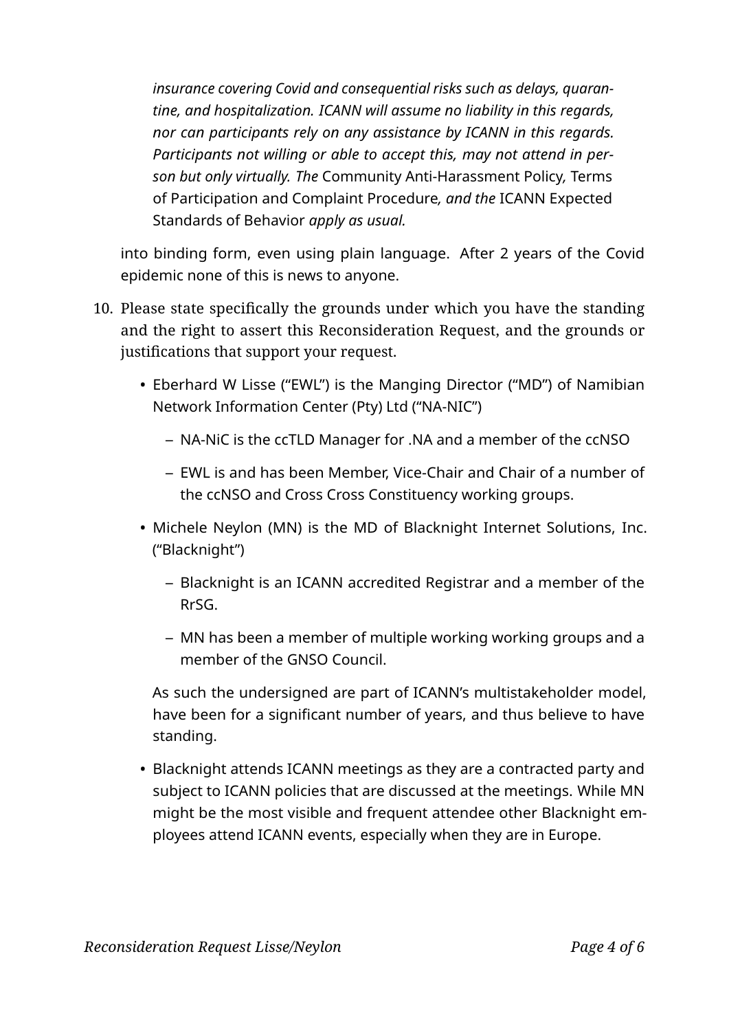> *insurance covering Covid and consequential risks such as delays, quarantine, and hospitalization. ICANN will assume no liability in this regards, nor can participants rely on any assistance by ICANN in this regards. Participants not willing or able to accept this, may not attend in person but only virtually. The* Community Anti-Harassment Policy, Terms of Participation and Complaint Procedure*, and the* ICANN Expected Standards of Behavior *apply as usual.*

into binding form, even using plain language. After 2 years of the Covid epidemic none of this is news to anyone.

10. Please state specifically the grounds under which you have the standing and the right to assert this Reconsideration Request, and the grounds or justifications that support your request.

    - Eberhard W Lisse ("EWL") is the Manging Director ("MD") of Namibian Network Information Center (Pty) Ltd ("NA-NIC")
      - NA-NiC is the ccTLD Manager for .NA and a member of the ccNSO
      - EWL is and has been Member, Vice-Chair and Chair of a number of the ccNSO and Cross Cross Constituency working groups.
    - Michele Neylon (MN) is the MD of Blacknight Internet Solutions, Inc. ("Blacknight")
      - Blacknight is an ICANN accredited Registrar and a member of the RrSG.
      - MN has been a member of multiple working working groups and a member of the GNSO Council.

      As such the undersigned are part of ICANN's multistakeholder model, have been for a significant number of years, and thus believe to have standing.

    - Blacknight attends ICANN meetings as they are a contracted party and subject to ICANN policies that are discussed at the meetings. While MN might be the most visible and frequent attendee other Blacknight employees attend ICANN events, especially when they are in Europe.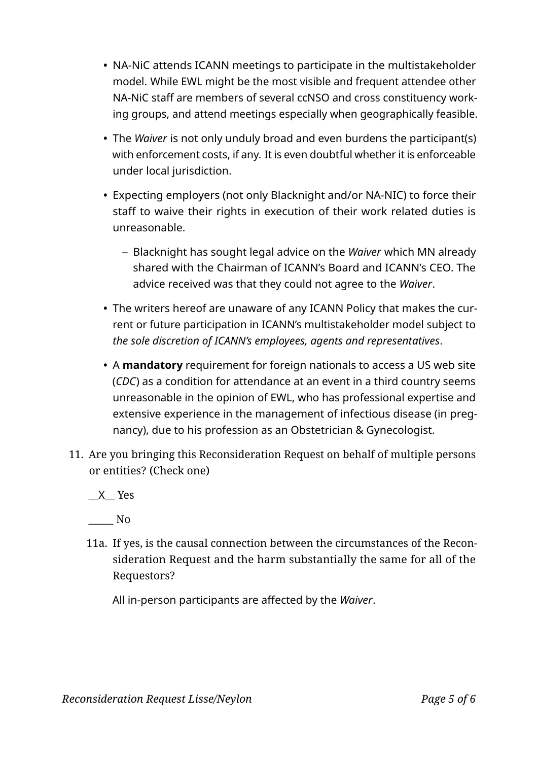- NA-NiC attends ICANN meetings to participate in the multistakeholder model. While EWL might be the most visible and frequent attendee other NA-NiC staff are members of several ccNSO and cross constituency working groups, and attend meetings especially when geographically feasible.
- The *Waiver* is not only unduly broad and even burdens the participant(s) with enforcement costs, if any. It is even doubtful whether it is enforceable under local jurisdiction.
- Expecting employers (not only Blacknight and/or NA-NIC) to force their staff to waive their rights in execution of their work related duties is unreasonable.
  - Blacknight has sought legal advice on the *Waiver* which MN already shared with the Chairman of ICANN's Board and ICANN's CEO. The advice received was that they could not agree to the *Waiver*.
- The writers hereof are unaware of any ICANN Policy that makes the current or future participation in ICANN's multistakeholder model subject to *the sole discretion of ICANN's employees, agents and representatives*.
- A **mandatory** requirement for foreign nationals to access a US web site (*CDC*) as a condition for attendance at an event in a third country seems unreasonable in the opinion of EWL, who has professional expertise and extensive experience in the management of infectious disease (in pregnancy), due to his profession as an Obstetrician & Gynecologist.

11. Are you bringing this Reconsideration Request on behalf of multiple persons or entities? (Check one)

    __X__ Yes

    _____ No

    11a. If yes, is the causal connection between the circumstances of the Reconsideration Request and the harm substantially the same for all of the Requestors?

    All in-person participants are affected by the *Waiver*.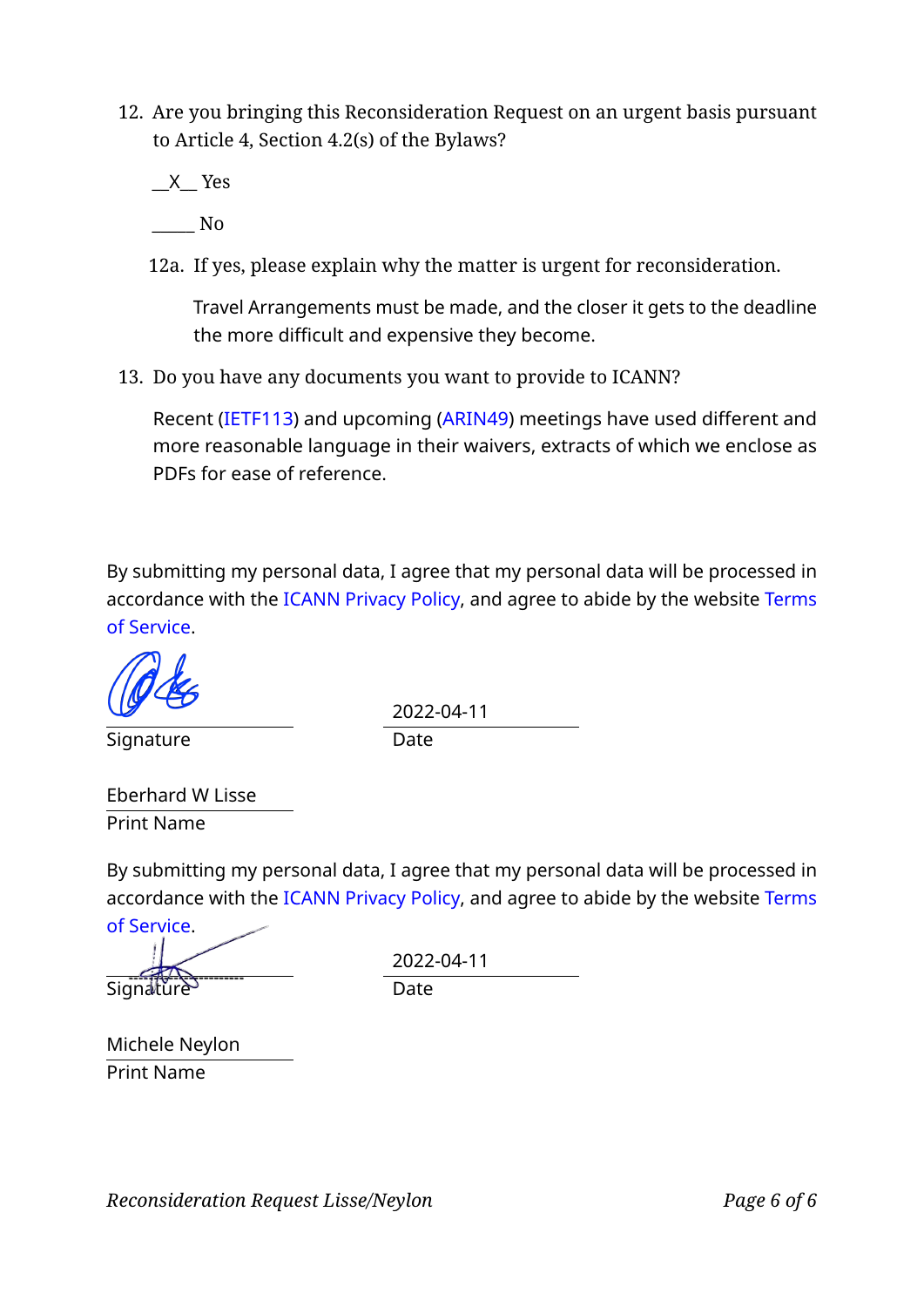12. Are you bringing this Reconsideration Request on an urgent basis pursuant to Article 4, Section 4.2(s) of the Bylaws?

    __X__ Yes

    _____ No

    12a. If yes, please explain why the matter is urgent for reconsideration.

    Travel Arrangements must be made, and the closer it gets to the deadline the more difficult and expensive they become.

13. Do you have any documents you want to provide to ICANN?

    Recent (IETF113) and upcoming (ARIN49) meetings have used different and more reasonable language in their waivers, extracts of which we enclose as PDFs for ease of reference.

By submitting my personal data, I agree that my personal data will be processed in accordance with the ICANN Privacy Policy, and agree to abide by the website Terms of Service.

| Signature | Date |
| --- | --- |
| | 2022-04-11 |

Eberhard W Lisse
Print Name

By submitting my personal data, I agree that my personal data will be processed in accordance with the ICANN Privacy Policy, and agree to abide by the website Terms of Service.

| Signature | Date |
| --- | --- |
| | 2022-04-11 |

Michele Neylon
Print Name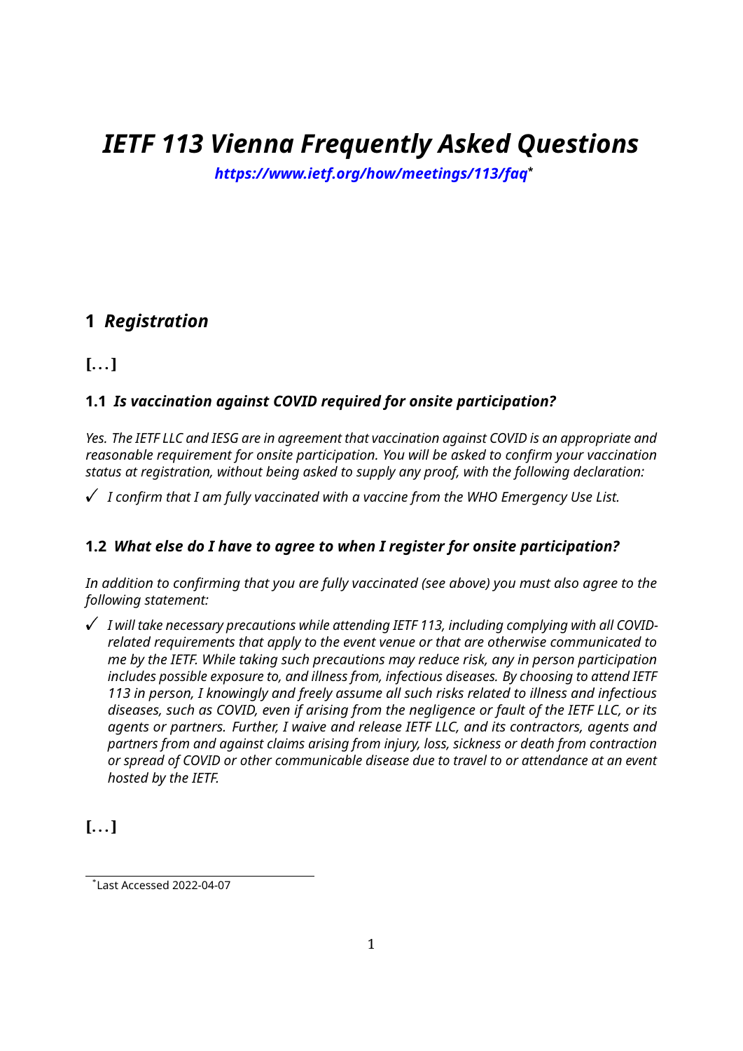# *IETF 113 Vienna Frequently Asked Questions*

***https://www.ietf.org/how/meetings/113/faq***[*]

## 1 *Registration*

**[. . . ]**

### 1.1 *Is vaccination against COVID required for onsite participation?*

*Yes. The IETF LLC and IESG are in agreement that vaccination against COVID is an appropriate and reasonable requirement for onsite participation. You will be asked to confirm your vaccination status at registration, without being asked to supply any proof, with the following declaration:*

✓ *I confirm that I am fully vaccinated with a vaccine from the WHO Emergency Use List.*

### 1.2 *What else do I have to agree to when I register for onsite participation?*

*In addition to confirming that you are fully vaccinated (see above) you must also agree to the following statement:*

✓ *I will take necessary precautions while attending IETF 113, including complying with all COVID-related requirements that apply to the event venue or that are otherwise communicated to me by the IETF. While taking such precautions may reduce risk, any in person participation includes possible exposure to, and illness from, infectious diseases. By choosing to attend IETF 113 in person, I knowingly and freely assume all such risks related to illness and infectious diseases, such as COVID, even if arising from the negligence or fault of the IETF LLC, or its agents or partners. Further, I waive and release IETF LLC, and its contractors, agents and partners from and against claims arising from injury, loss, sickness or death from contraction or spread of COVID or other communicable disease due to travel to or attendance at an event hosted by the IETF.*

**[. . . ]**

[*] Last Accessed 2022-04-07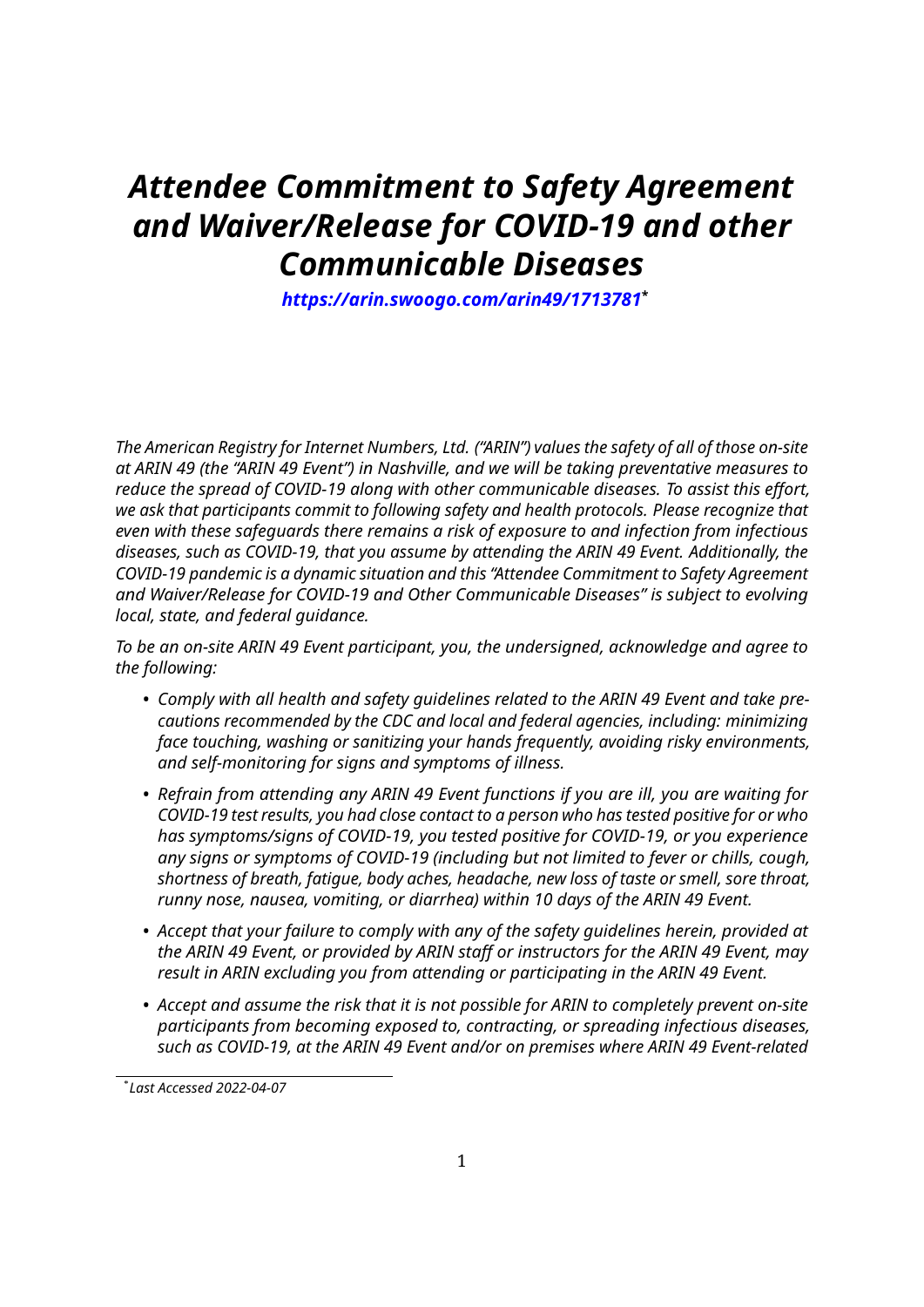# *Attendee Commitment to Safety Agreement and Waiver/Release for COVID-19 and other Communicable Diseases*

***https://arin.swoogo.com/arin49/1713781****

*The American Registry for Internet Numbers, Ltd. ("ARIN") values the safety of all of those on-site at ARIN 49 (the "ARIN 49 Event") in Nashville, and we will be taking preventative measures to reduce the spread of COVID-19 along with other communicable diseases. To assist this effort, we ask that participants commit to following safety and health protocols. Please recognize that even with these safeguards there remains a risk of exposure to and infection from infectious diseases, such as COVID-19, that you assume by attending the ARIN 49 Event. Additionally, the COVID-19 pandemic is a dynamic situation and this "Attendee Commitment to Safety Agreement and Waiver/Release for COVID-19 and Other Communicable Diseases" is subject to evolving local, state, and federal guidance.*

*To be an on-site ARIN 49 Event participant, you, the undersigned, acknowledge and agree to the following:*

- *Comply with all health and safety guidelines related to the ARIN 49 Event and take precautions recommended by the CDC and local and federal agencies, including: minimizing face touching, washing or sanitizing your hands frequently, avoiding risky environments, and self-monitoring for signs and symptoms of illness.*
- *Refrain from attending any ARIN 49 Event functions if you are ill, you are waiting for COVID-19 test results, you had close contact to a person who has tested positive for or who has symptoms/signs of COVID-19, you tested positive for COVID-19, or you experience any signs or symptoms of COVID-19 (including but not limited to fever or chills, cough, shortness of breath, fatigue, body aches, headache, new loss of taste or smell, sore throat, runny nose, nausea, vomiting, or diarrhea) within 10 days of the ARIN 49 Event.*
- *Accept that your failure to comply with any of the safety guidelines herein, provided at the ARIN 49 Event, or provided by ARIN staff or instructors for the ARIN 49 Event, may result in ARIN excluding you from attending or participating in the ARIN 49 Event.*
- *Accept and assume the risk that it is not possible for ARIN to completely prevent on-site participants from becoming exposed to, contracting, or spreading infectious diseases, such as COVID-19, at the ARIN 49 Event and/or on premises where ARIN 49 Event-related*

\* *Last Accessed 2022-04-07*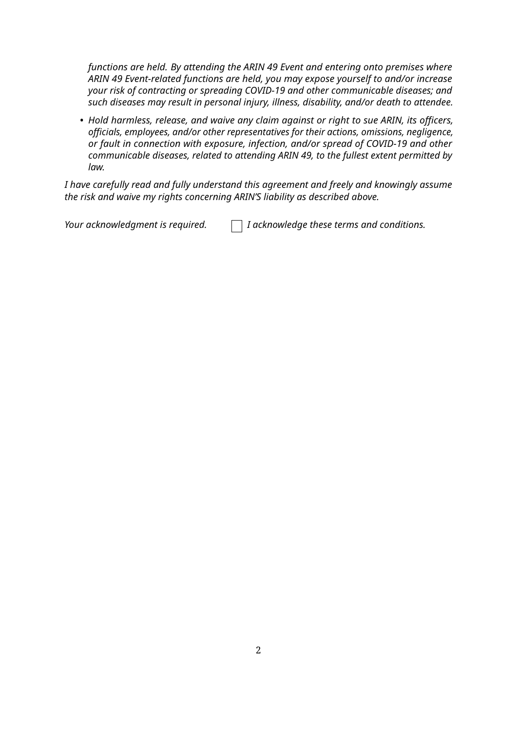*functions are held. By attending the ARIN 49 Event and entering onto premises where ARIN 49 Event-related functions are held, you may expose yourself to and/or increase your risk of contracting or spreading COVID-19 and other communicable diseases; and such diseases may result in personal injury, illness, disability, and/or death to attendee.*

- *Hold harmless, release, and waive any claim against or right to sue ARIN, its officers, officials, employees, and/or other representatives for their actions, omissions, negligence, or fault in connection with exposure, infection, and/or spread of COVID-19 and other communicable diseases, related to attending ARIN 49, to the fullest extent permitted by law.*

*I have carefully read and fully understand this agreement and freely and knowingly assume the risk and waive my rights concerning ARIN'S liability as described above.*

*Your acknowledgment is required.* ☐ *I acknowledge these terms and conditions.*